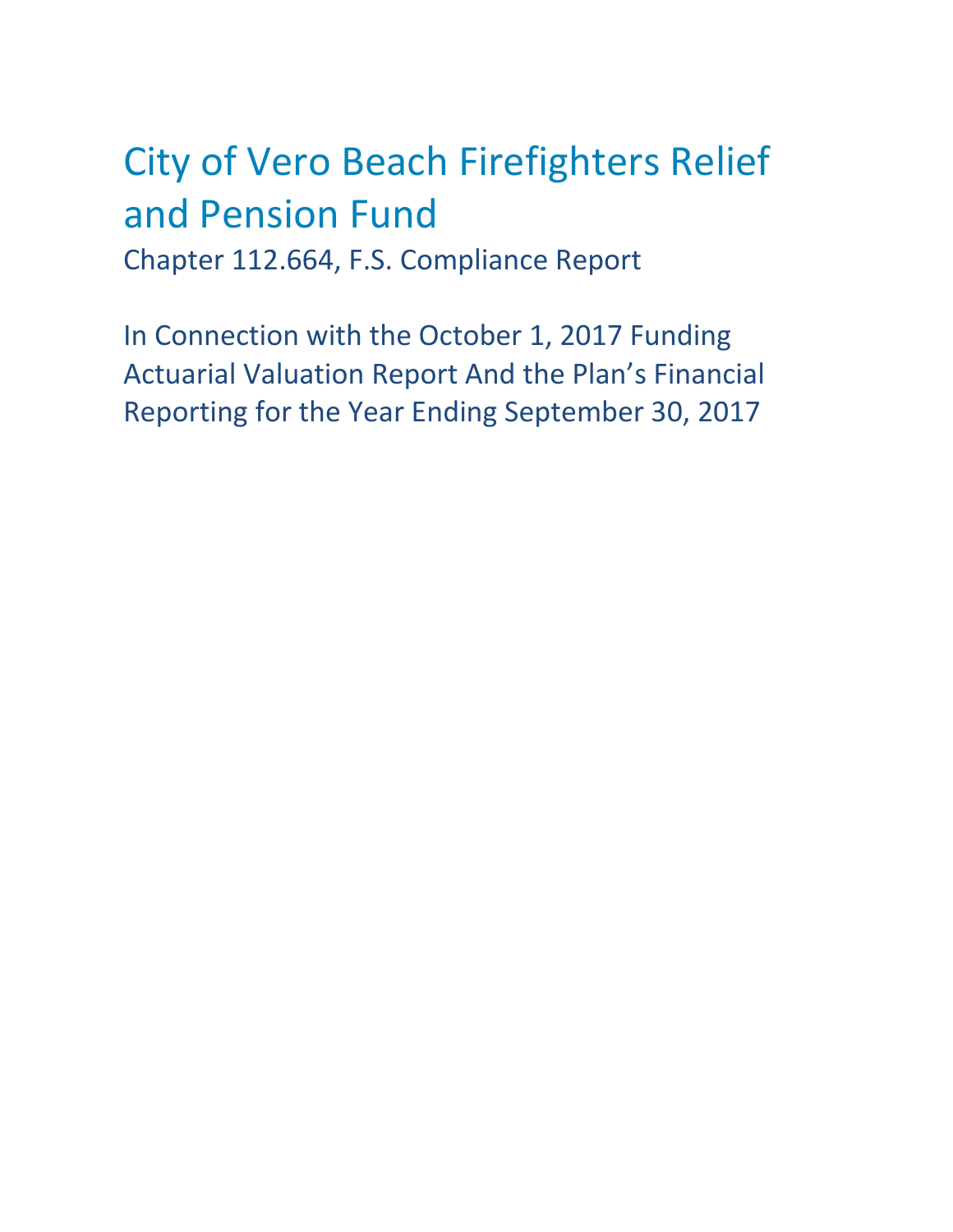# City of Vero Beach Firefighters Relief and Pension Fund

Chapter 112.664, F.S. Compliance Report

In Connection with the October 1, 2017 Funding Actuarial Valuation Report And the Plan's Financial Reporting for the Year Ending September 30, 2017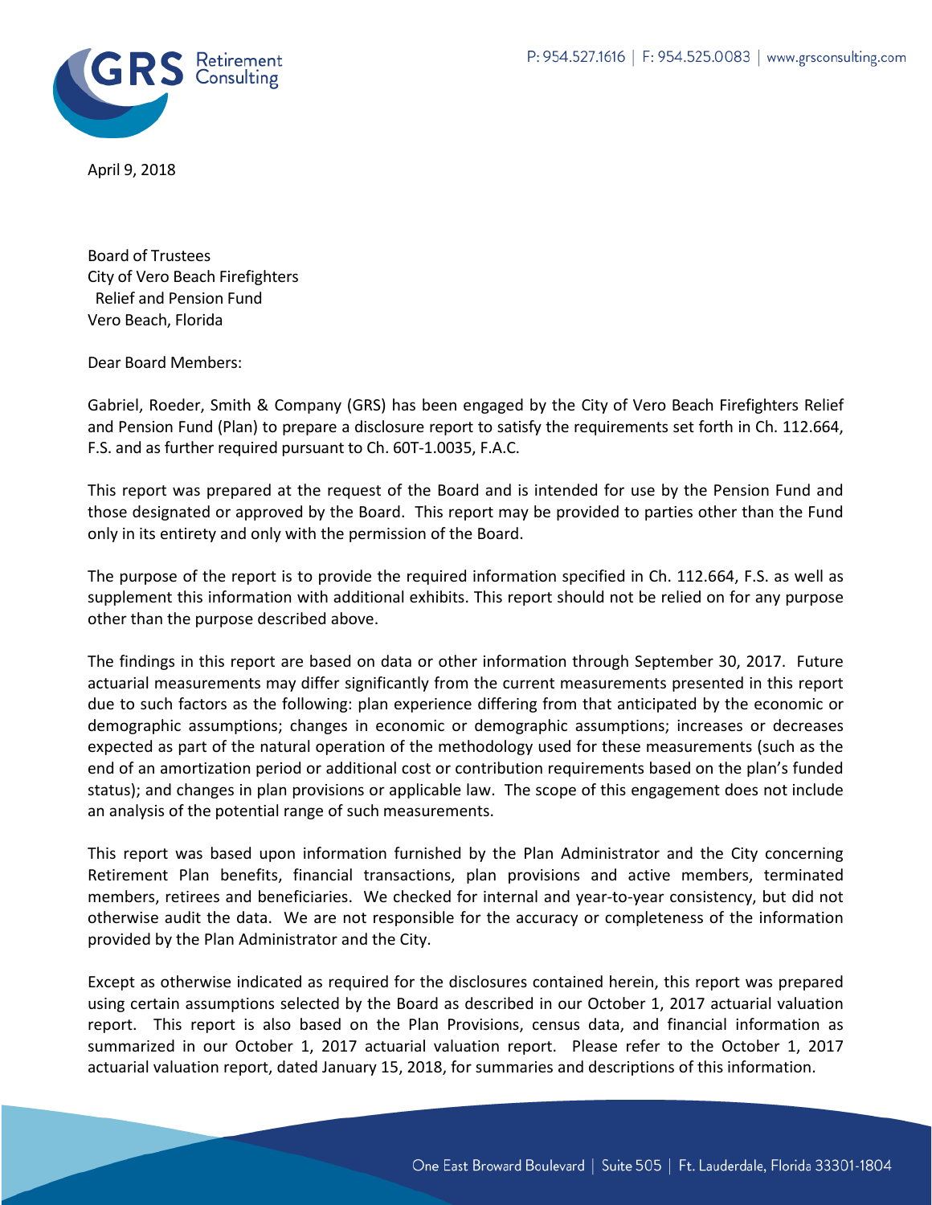April 9, 2018

Board of Trustees
City of Vero Beach Firefighters
Relief and Pension Fund
Vero Beach, Florida

Dear Board Members:

Gabriel, Roeder, Smith & Company (GRS) has been engaged by the City of Vero Beach Firefighters Relief and Pension Fund (Plan) to prepare a disclosure report to satisfy the requirements set forth in Ch. 112.664, F.S. and as further required pursuant to Ch. 60T-1.0035, F.A.C.

This report was prepared at the request of the Board and is intended for use by the Pension Fund and those designated or approved by the Board. This report may be provided to parties other than the Fund only in its entirety and only with the permission of the Board.

The purpose of the report is to provide the required information specified in Ch. 112.664, F.S. as well as supplement this information with additional exhibits. This report should not be relied on for any purpose other than the purpose described above.

The findings in this report are based on data or other information through September 30, 2017. Future actuarial measurements may differ significantly from the current measurements presented in this report due to such factors as the following: plan experience differing from that anticipated by the economic or demographic assumptions; changes in economic or demographic assumptions; increases or decreases expected as part of the natural operation of the methodology used for these measurements (such as the end of an amortization period or additional cost or contribution requirements based on the plan's funded status); and changes in plan provisions or applicable law. The scope of this engagement does not include an analysis of the potential range of such measurements.

This report was based upon information furnished by the Plan Administrator and the City concerning Retirement Plan benefits, financial transactions, plan provisions and active members, terminated members, retirees and beneficiaries. We checked for internal and year-to-year consistency, but did not otherwise audit the data. We are not responsible for the accuracy or completeness of the information provided by the Plan Administrator and the City.

Except as otherwise indicated as required for the disclosures contained herein, this report was prepared using certain assumptions selected by the Board as described in our October 1, 2017 actuarial valuation report. This report is also based on the Plan Provisions, census data, and financial information as summarized in our October 1, 2017 actuarial valuation report. Please refer to the October 1, 2017 actuarial valuation report, dated January 15, 2018, for summaries and descriptions of this information.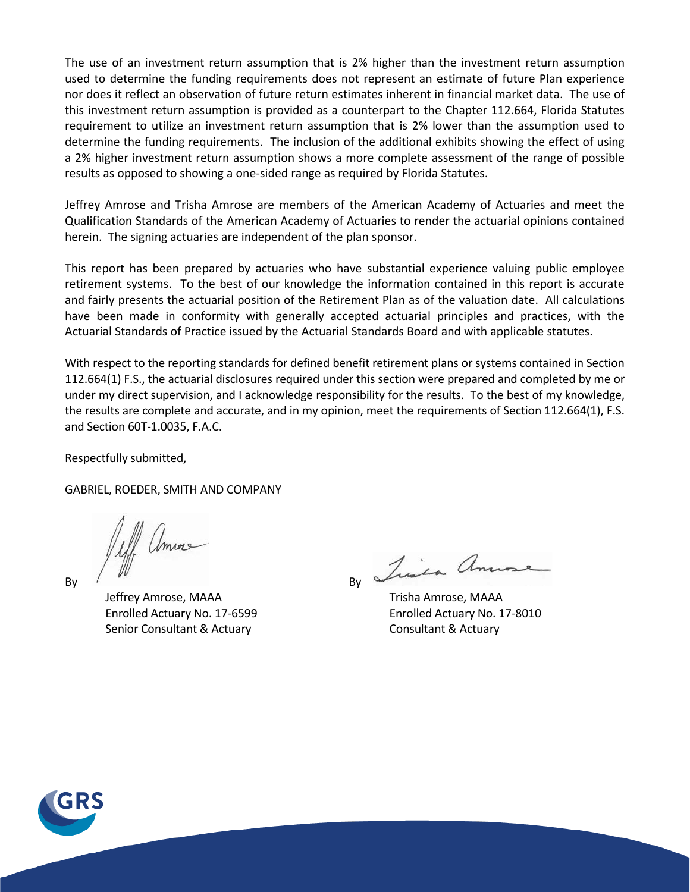The use of an investment return assumption that is 2% higher than the investment return assumption used to determine the funding requirements does not represent an estimate of future Plan experience nor does it reflect an observation of future return estimates inherent in financial market data. The use of this investment return assumption is provided as a counterpart to the Chapter 112.664, Florida Statutes requirement to utilize an investment return assumption that is 2% lower than the assumption used to determine the funding requirements. The inclusion of the additional exhibits showing the effect of using a 2% higher investment return assumption shows a more complete assessment of the range of possible results as opposed to showing a one-sided range as required by Florida Statutes.

Jeffrey Amrose and Trisha Amrose are members of the American Academy of Actuaries and meet the Qualification Standards of the American Academy of Actuaries to render the actuarial opinions contained herein. The signing actuaries are independent of the plan sponsor.

This report has been prepared by actuaries who have substantial experience valuing public employee retirement systems. To the best of our knowledge the information contained in this report is accurate and fairly presents the actuarial position of the Retirement Plan as of the valuation date. All calculations have been made in conformity with generally accepted actuarial principles and practices, with the Actuarial Standards of Practice issued by the Actuarial Standards Board and with applicable statutes.

With respect to the reporting standards for defined benefit retirement plans or systems contained in Section 112.664(1) F.S., the actuarial disclosures required under this section were prepared and completed by me or under my direct supervision, and I acknowledge responsibility for the results. To the best of my knowledge, the results are complete and accurate, and in my opinion, meet the requirements of Section 112.664(1), F.S. and Section 60T-1.0035, F.A.C.

Respectfully submitted,

GABRIEL, ROEDER, SMITH AND COMPANY

By ______________________

Jeffrey Amrose, MAAA
Enrolled Actuary No. 17-6599
Senior Consultant & Actuary

By ______________________

Trisha Amrose, MAAA
Enrolled Actuary No. 17-8010
Consultant & Actuary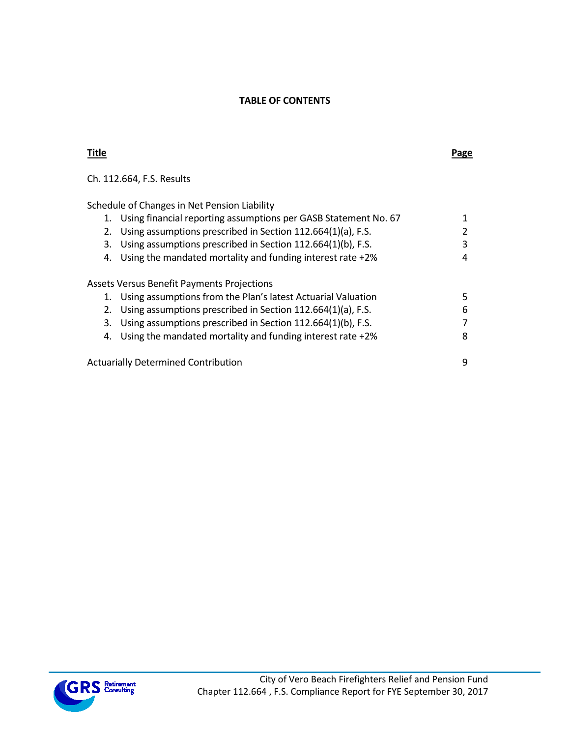**TABLE OF CONTENTS**

| Title | Page |
|---|---|
| Ch. 112.664, F.S. Results | |
| Schedule of Changes in Net Pension Liability | |
| 1. Using financial reporting assumptions per GASB Statement No. 67 | 1 |
| 2. Using assumptions prescribed in Section 112.664(1)(a), F.S. | 2 |
| 3. Using assumptions prescribed in Section 112.664(1)(b), F.S. | 3 |
| 4. Using the mandated mortality and funding interest rate +2% | 4 |
| Assets Versus Benefit Payments Projections | |
| 1. Using assumptions from the Plan's latest Actuarial Valuation | 5 |
| 2. Using assumptions prescribed in Section 112.664(1)(a), F.S. | 6 |
| 3. Using assumptions prescribed in Section 112.664(1)(b), F.S. | 7 |
| 4. Using the mandated mortality and funding interest rate +2% | 8 |
| Actuarially Determined Contribution | 9 |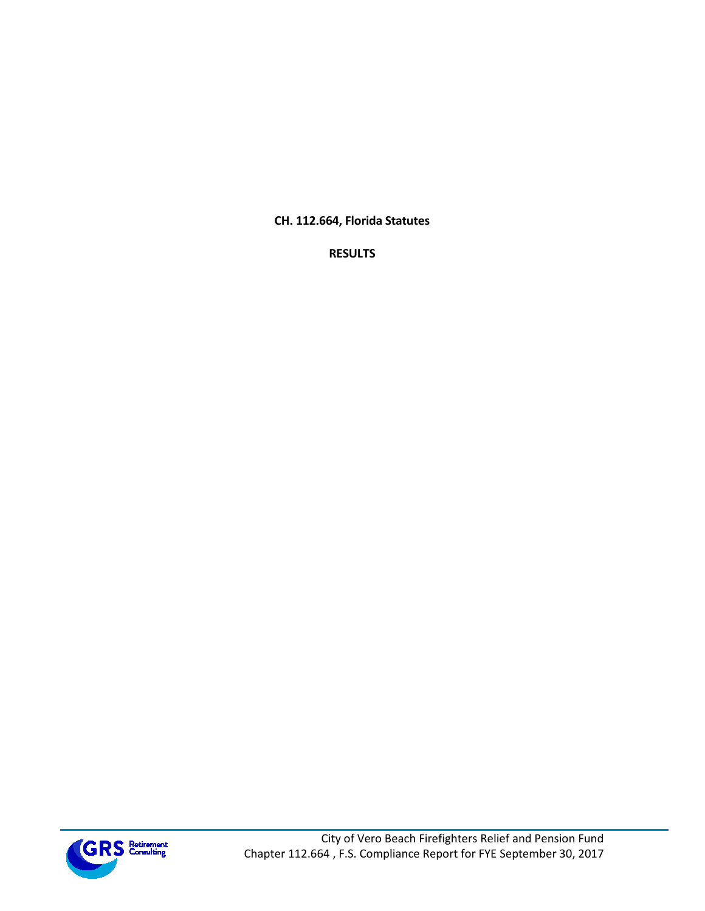**CH. 112.664, Florida Statutes**

**RESULTS**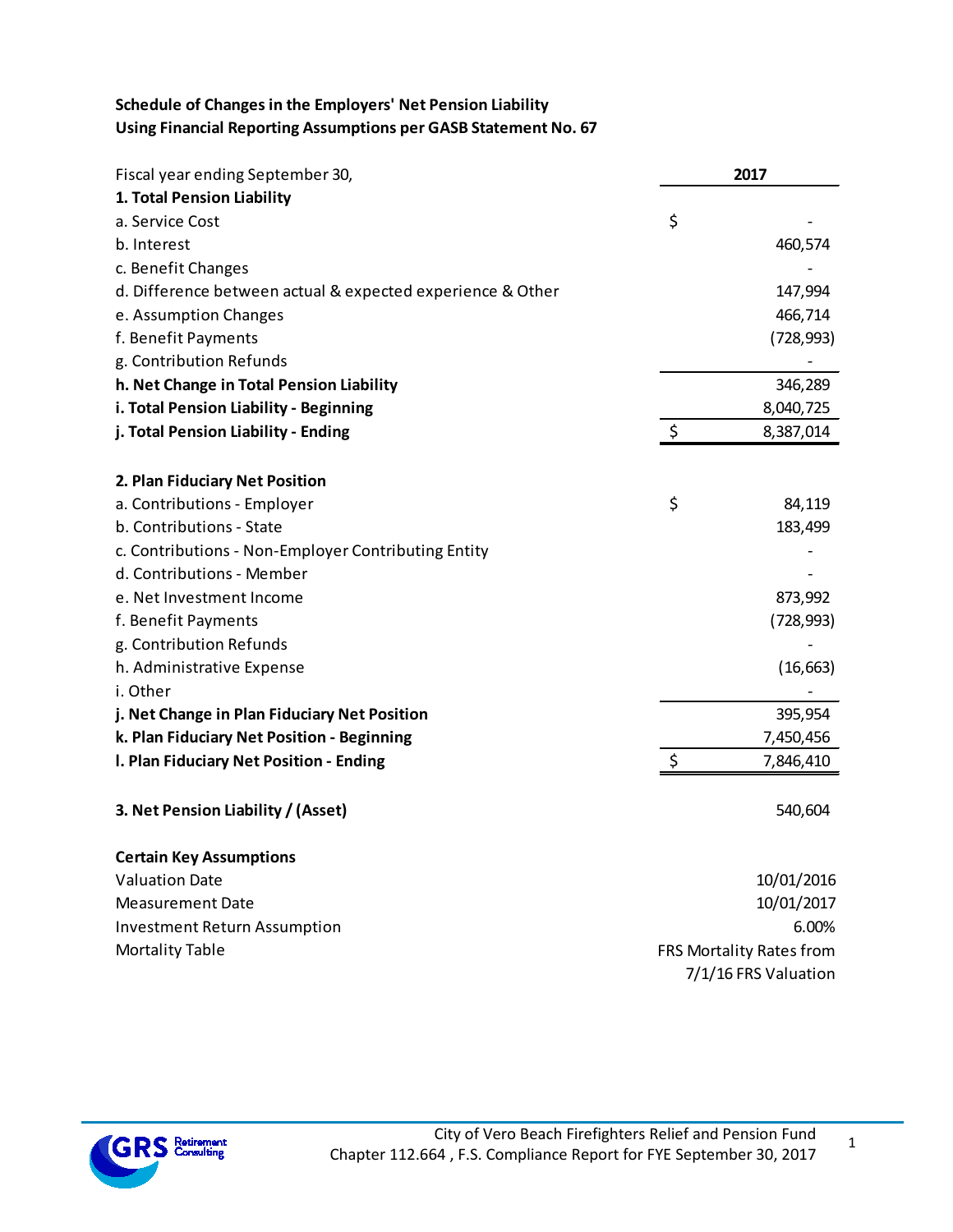**Schedule of Changes in the Employers' Net Pension Liability**
**Using Financial Reporting Assumptions per GASB Statement No. 67**

| Fiscal year ending September 30, | 2017 |
|---|---|
| **1. Total Pension Liability** | |
| a. Service Cost | $ - |
| b. Interest | 460,574 |
| c. Benefit Changes | - |
| d. Difference between actual & expected experience & Other | 147,994 |
| e. Assumption Changes | 466,714 |
| f. Benefit Payments | (728,993) |
| g. Contribution Refunds | - |
| **h. Net Change in Total Pension Liability** | 346,289 |
| **i. Total Pension Liability - Beginning** | 8,040,725 |
| **j. Total Pension Liability - Ending** | $ 8,387,014 |
| | |
| **2. Plan Fiduciary Net Position** | |
| a. Contributions - Employer | $ 84,119 |
| b. Contributions - State | 183,499 |
| c. Contributions - Non-Employer Contributing Entity | - |
| d. Contributions - Member | - |
| e. Net Investment Income | 873,992 |
| f. Benefit Payments | (728,993) |
| g. Contribution Refunds | - |
| h. Administrative Expense | (16,663) |
| i. Other | - |
| **j. Net Change in Plan Fiduciary Net Position** | 395,954 |
| **k. Plan Fiduciary Net Position - Beginning** | 7,450,456 |
| **l. Plan Fiduciary Net Position - Ending** | $ 7,846,410 |
| | |
| **3. Net Pension Liability / (Asset)** | 540,604 |

**Certain Key Assumptions**

| | |
|---|---|
| Valuation Date | 10/01/2016 |
| Measurement Date | 10/01/2017 |
| Investment Return Assumption | 6.00% |
| Mortality Table | FRS Mortality Rates from 7/1/16 FRS Valuation |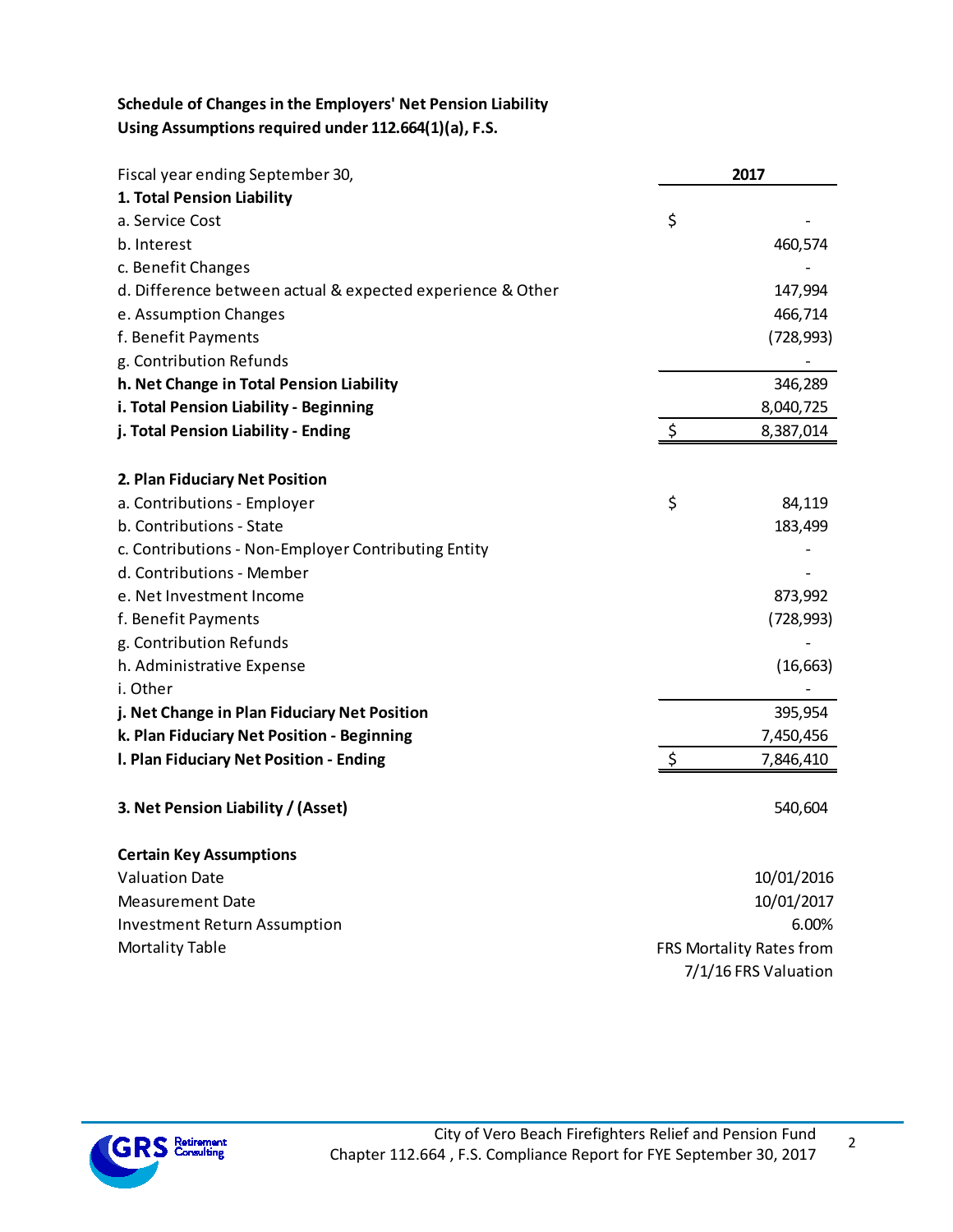**Schedule of Changes in the Employers' Net Pension Liability**
**Using Assumptions required under 112.664(1)(a), F.S.**

| Fiscal year ending September 30, | 2017 |
|---|---|
| **1. Total Pension Liability** | |
| a. Service Cost | $ - |
| b. Interest | 460,574 |
| c. Benefit Changes | - |
| d. Difference between actual & expected experience & Other | 147,994 |
| e. Assumption Changes | 466,714 |
| f. Benefit Payments | (728,993) |
| g. Contribution Refunds | - |
| **h. Net Change in Total Pension Liability** | 346,289 |
| **i. Total Pension Liability - Beginning** | 8,040,725 |
| **j. Total Pension Liability - Ending** | $ 8,387,014 |
| | |
| **2. Plan Fiduciary Net Position** | |
| a. Contributions - Employer | $ 84,119 |
| b. Contributions - State | 183,499 |
| c. Contributions - Non-Employer Contributing Entity | - |
| d. Contributions - Member | - |
| e. Net Investment Income | 873,992 |
| f. Benefit Payments | (728,993) |
| g. Contribution Refunds | - |
| h. Administrative Expense | (16,663) |
| i. Other | - |
| **j. Net Change in Plan Fiduciary Net Position** | 395,954 |
| **k. Plan Fiduciary Net Position - Beginning** | 7,450,456 |
| **l. Plan Fiduciary Net Position - Ending** | $ 7,846,410 |
| | |
| **3. Net Pension Liability / (Asset)** | 540,604 |
| | |
| **Certain Key Assumptions** | |
| Valuation Date | 10/01/2016 |
| Measurement Date | 10/01/2017 |
| Investment Return Assumption | 6.00% |
| Mortality Table | FRS Mortality Rates from 7/1/16 FRS Valuation |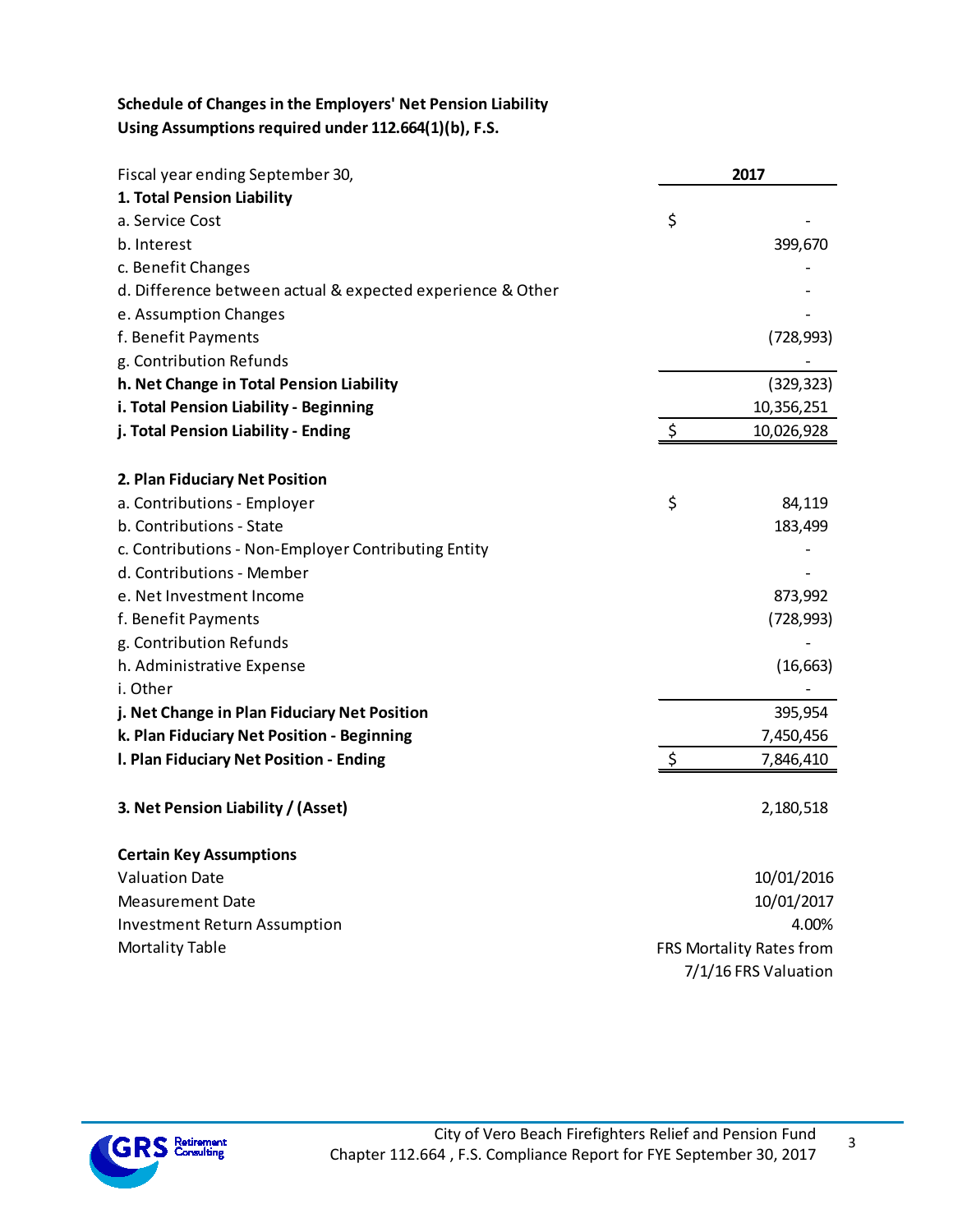**Schedule of Changes in the Employers' Net Pension Liability**
**Using Assumptions required under 112.664(1)(b), F.S.**

| Fiscal year ending September 30, | 2017 |
|---|---|
| **1. Total Pension Liability** | |
| a. Service Cost | $ - |
| b. Interest | 399,670 |
| c. Benefit Changes | - |
| d. Difference between actual & expected experience & Other | - |
| e. Assumption Changes | - |
| f. Benefit Payments | (728,993) |
| g. Contribution Refunds | - |
| **h. Net Change in Total Pension Liability** | (329,323) |
| **i. Total Pension Liability - Beginning** | 10,356,251 |
| **j. Total Pension Liability - Ending** | $ 10,026,928 |
| | |
| **2. Plan Fiduciary Net Position** | |
| a. Contributions - Employer | $ 84,119 |
| b. Contributions - State | 183,499 |
| c. Contributions - Non-Employer Contributing Entity | - |
| d. Contributions - Member | - |
| e. Net Investment Income | 873,992 |
| f. Benefit Payments | (728,993) |
| g. Contribution Refunds | - |
| h. Administrative Expense | (16,663) |
| i. Other | - |
| **j. Net Change in Plan Fiduciary Net Position** | 395,954 |
| **k. Plan Fiduciary Net Position - Beginning** | 7,450,456 |
| **l. Plan Fiduciary Net Position - Ending** | $ 7,846,410 |
| | |
| **3. Net Pension Liability / (Asset)** | 2,180,518 |
| | |
| **Certain Key Assumptions** | |
| Valuation Date | 10/01/2016 |
| Measurement Date | 10/01/2017 |
| Investment Return Assumption | 4.00% |
| Mortality Table | FRS Mortality Rates from 7/1/16 FRS Valuation |

City of Vero Beach Firefighters Relief and Pension Fund
Chapter 112.664 , F.S. Compliance Report for FYE September 30, 2017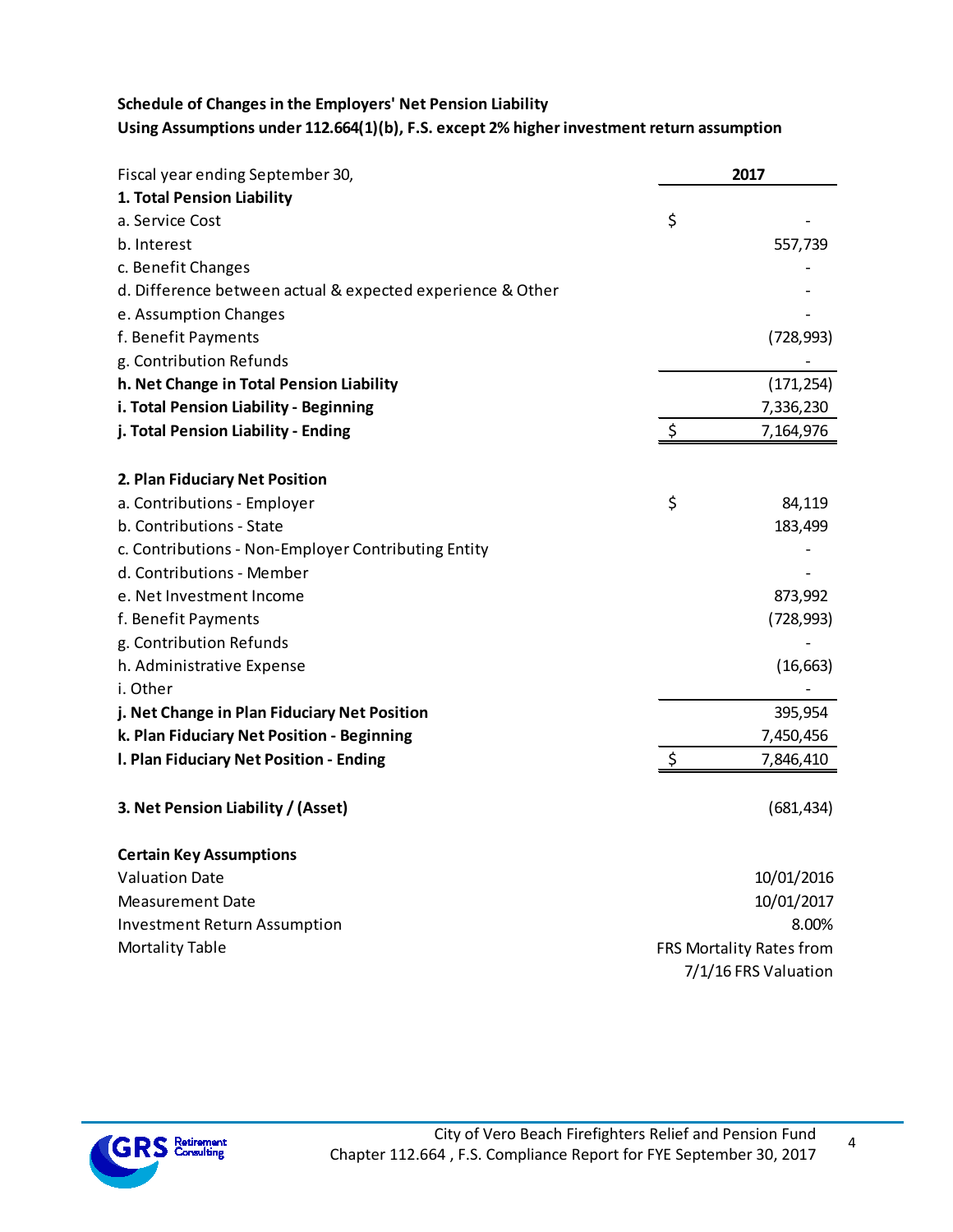**Schedule of Changes in the Employers' Net Pension Liability**
**Using Assumptions under 112.664(1)(b), F.S. except 2% higher investment return assumption**

| Fiscal year ending September 30, | 2017 |
|---|---|
| **1. Total Pension Liability** | |
| a. Service Cost | $ - |
| b. Interest | 557,739 |
| c. Benefit Changes | - |
| d. Difference between actual & expected experience & Other | - |
| e. Assumption Changes | - |
| f. Benefit Payments | (728,993) |
| g. Contribution Refunds | - |
| **h. Net Change in Total Pension Liability** | (171,254) |
| **i. Total Pension Liability - Beginning** | 7,336,230 |
| **j. Total Pension Liability - Ending** | $ 7,164,976 |
| | |
| **2. Plan Fiduciary Net Position** | |
| a. Contributions - Employer | $ 84,119 |
| b. Contributions - State | 183,499 |
| c. Contributions - Non-Employer Contributing Entity | - |
| d. Contributions - Member | - |
| e. Net Investment Income | 873,992 |
| f. Benefit Payments | (728,993) |
| g. Contribution Refunds | - |
| h. Administrative Expense | (16,663) |
| i. Other | - |
| **j. Net Change in Plan Fiduciary Net Position** | 395,954 |
| **k. Plan Fiduciary Net Position - Beginning** | 7,450,456 |
| **l. Plan Fiduciary Net Position - Ending** | $ 7,846,410 |
| | |
| **3. Net Pension Liability / (Asset)** | (681,434) |

**Certain Key Assumptions**

| | |
|---|---|
| Valuation Date | 10/01/2016 |
| Measurement Date | 10/01/2017 |
| Investment Return Assumption | 8.00% |
| Mortality Table | FRS Mortality Rates from 7/1/16 FRS Valuation |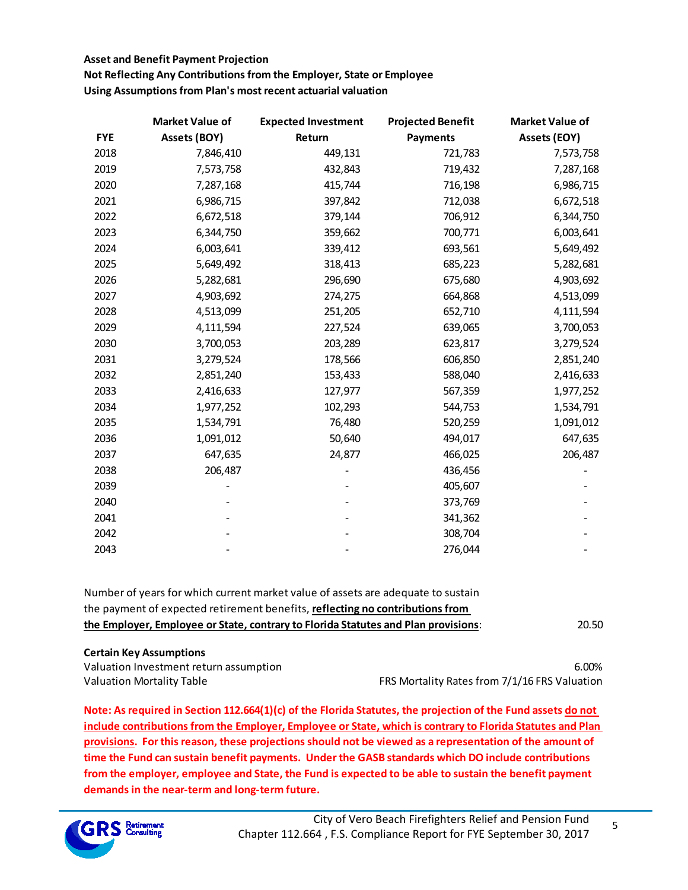**Asset and Benefit Payment Projection**

**Not Reflecting Any Contributions from the Employer, State or Employee**

**Using Assumptions from Plan's most recent actuarial valuation**

| FYE | Market Value of Assets (BOY) | Expected Investment Return | Projected Benefit Payments | Market Value of Assets (EOY) |
|---|---|---|---|---|
| 2018 | 7,846,410 | 449,131 | 721,783 | 7,573,758 |
| 2019 | 7,573,758 | 432,843 | 719,432 | 7,287,168 |
| 2020 | 7,287,168 | 415,744 | 716,198 | 6,986,715 |
| 2021 | 6,986,715 | 397,842 | 712,038 | 6,672,518 |
| 2022 | 6,672,518 | 379,144 | 706,912 | 6,344,750 |
| 2023 | 6,344,750 | 359,662 | 700,771 | 6,003,641 |
| 2024 | 6,003,641 | 339,412 | 693,561 | 5,649,492 |
| 2025 | 5,649,492 | 318,413 | 685,223 | 5,282,681 |
| 2026 | 5,282,681 | 296,690 | 675,680 | 4,903,692 |
| 2027 | 4,903,692 | 274,275 | 664,868 | 4,513,099 |
| 2028 | 4,513,099 | 251,205 | 652,710 | 4,111,594 |
| 2029 | 4,111,594 | 227,524 | 639,065 | 3,700,053 |
| 2030 | 3,700,053 | 203,289 | 623,817 | 3,279,524 |
| 2031 | 3,279,524 | 178,566 | 606,850 | 2,851,240 |
| 2032 | 2,851,240 | 153,433 | 588,040 | 2,416,633 |
| 2033 | 2,416,633 | 127,977 | 567,359 | 1,977,252 |
| 2034 | 1,977,252 | 102,293 | 544,753 | 1,534,791 |
| 2035 | 1,534,791 | 76,480 | 520,259 | 1,091,012 |
| 2036 | 1,091,012 | 50,640 | 494,017 | 647,635 |
| 2037 | 647,635 | 24,877 | 466,025 | 206,487 |
| 2038 | 206,487 | - | 436,456 | - |
| 2039 | - | - | 405,607 | - |
| 2040 | - | - | 373,769 | - |
| 2041 | - | - | 341,362 | - |
| 2042 | - | - | 308,704 | - |
| 2043 | - | - | 276,044 | - |

Number of years for which current market value of assets are adequate to sustain the payment of expected retirement benefits, **reflecting no contributions from the Employer, Employee or State, contrary to Florida Statutes and Plan provisions**: 20.50

**Certain Key Assumptions**

| | |
|---|---|
| Valuation Investment return assumption | 6.00% |
| Valuation Mortality Table | FRS Mortality Rates from 7/1/16 FRS Valuation |

**Note: As required in Section 112.664(1)(c) of the Florida Statutes, the projection of the Fund assets do not include contributions from the Employer, Employee or State, which is contrary to Florida Statutes and Plan provisions. For this reason, these projections should not be viewed as a representation of the amount of time the Fund can sustain benefit payments. Under the GASB standards which DO include contributions from the employer, employee and State, the Fund is expected to be able to sustain the benefit payment demands in the near-term and long-term future.**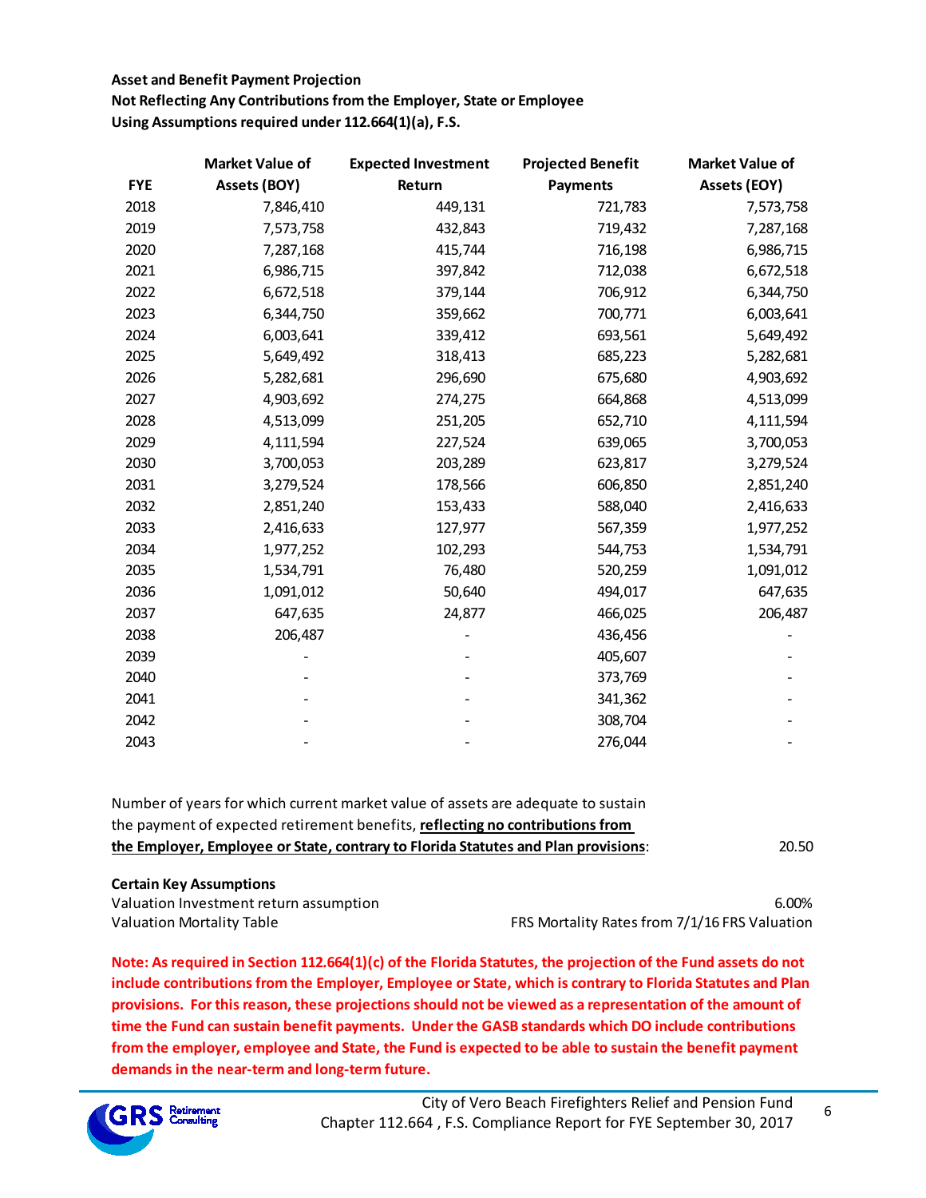**Asset and Benefit Payment Projection**
**Not Reflecting Any Contributions from the Employer, State or Employee**
**Using Assumptions required under 112.664(1)(a), F.S.**

| FYE | Market Value of Assets (BOY) | Expected Investment Return | Projected Benefit Payments | Market Value of Assets (EOY) |
|---|---|---|---|---|
| 2018 | 7,846,410 | 449,131 | 721,783 | 7,573,758 |
| 2019 | 7,573,758 | 432,843 | 719,432 | 7,287,168 |
| 2020 | 7,287,168 | 415,744 | 716,198 | 6,986,715 |
| 2021 | 6,986,715 | 397,842 | 712,038 | 6,672,518 |
| 2022 | 6,672,518 | 379,144 | 706,912 | 6,344,750 |
| 2023 | 6,344,750 | 359,662 | 700,771 | 6,003,641 |
| 2024 | 6,003,641 | 339,412 | 693,561 | 5,649,492 |
| 2025 | 5,649,492 | 318,413 | 685,223 | 5,282,681 |
| 2026 | 5,282,681 | 296,690 | 675,680 | 4,903,692 |
| 2027 | 4,903,692 | 274,275 | 664,868 | 4,513,099 |
| 2028 | 4,513,099 | 251,205 | 652,710 | 4,111,594 |
| 2029 | 4,111,594 | 227,524 | 639,065 | 3,700,053 |
| 2030 | 3,700,053 | 203,289 | 623,817 | 3,279,524 |
| 2031 | 3,279,524 | 178,566 | 606,850 | 2,851,240 |
| 2032 | 2,851,240 | 153,433 | 588,040 | 2,416,633 |
| 2033 | 2,416,633 | 127,977 | 567,359 | 1,977,252 |
| 2034 | 1,977,252 | 102,293 | 544,753 | 1,534,791 |
| 2035 | 1,534,791 | 76,480 | 520,259 | 1,091,012 |
| 2036 | 1,091,012 | 50,640 | 494,017 | 647,635 |
| 2037 | 647,635 | 24,877 | 466,025 | 206,487 |
| 2038 | 206,487 | - | 436,456 | - |
| 2039 | - | - | 405,607 | - |
| 2040 | - | - | 373,769 | - |
| 2041 | - | - | 341,362 | - |
| 2042 | - | - | 308,704 | - |
| 2043 | - | - | 276,044 | - |

Number of years for which current market value of assets are adequate to sustain the payment of expected retirement benefits, **reflecting no contributions from the Employer, Employee or State, contrary to Florida Statutes and Plan provisions**: 20.50

**Certain Key Assumptions**

| | |
|---|---|
| Valuation Investment return assumption | 6.00% |
| Valuation Mortality Table | FRS Mortality Rates from 7/1/16 FRS Valuation |

**Note: As required in Section 112.664(1)(c) of the Florida Statutes, the projection of the Fund assets do not include contributions from the Employer, Employee or State, which is contrary to Florida Statutes and Plan provisions. For this reason, these projections should not be viewed as a representation of the amount of time the Fund can sustain benefit payments. Under the GASB standards which DO include contributions from the employer, employee and State, the Fund is expected to be able to sustain the benefit payment demands in the near-term and long-term future.**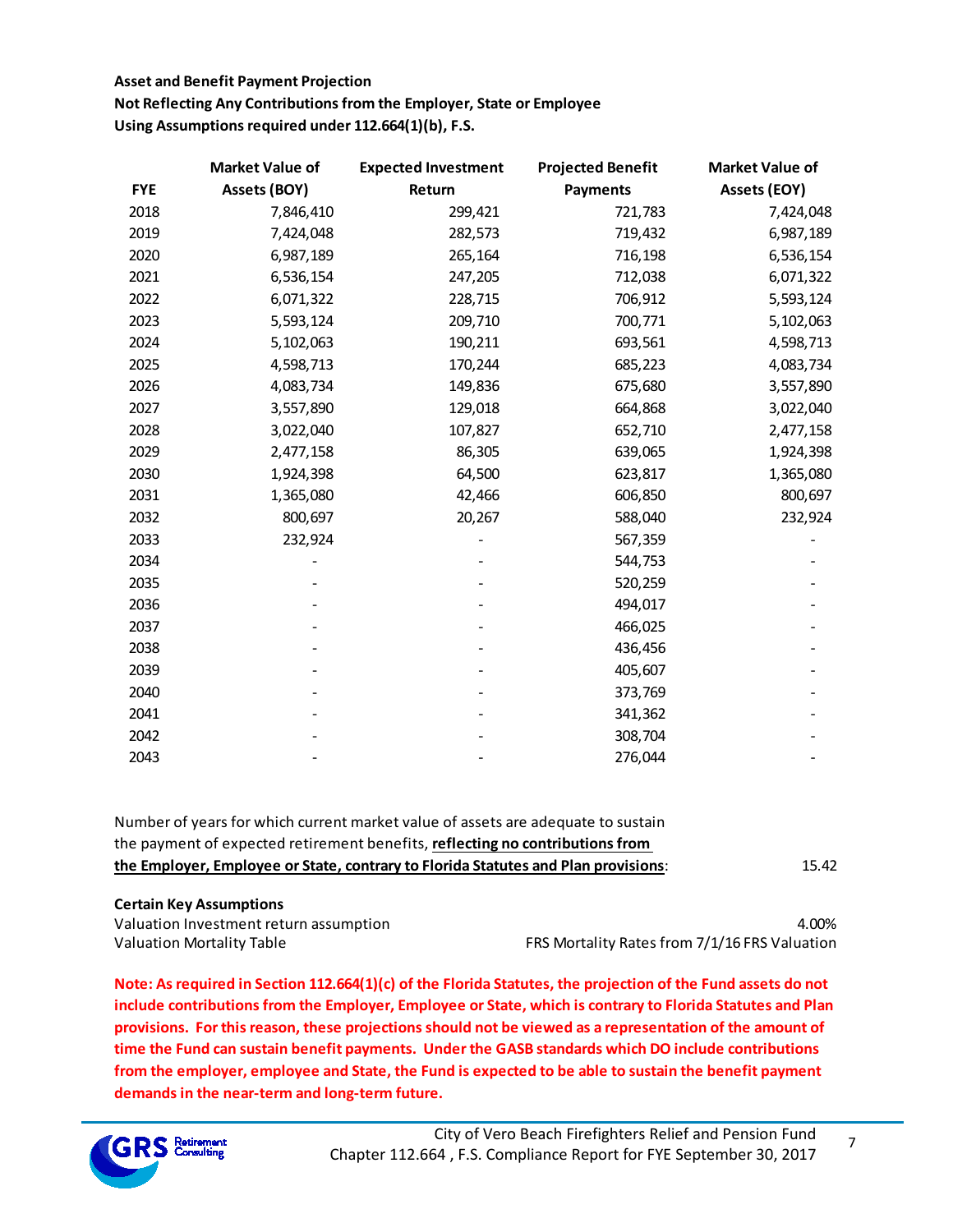**Asset and Benefit Payment Projection**
**Not Reflecting Any Contributions from the Employer, State or Employee**
**Using Assumptions required under 112.664(1)(b), F.S.**

| FYE | Market Value of Assets (BOY) | Expected Investment Return | Projected Benefit Payments | Market Value of Assets (EOY) |
|---|---|---|---|---|
| 2018 | 7,846,410 | 299,421 | 721,783 | 7,424,048 |
| 2019 | 7,424,048 | 282,573 | 719,432 | 6,987,189 |
| 2020 | 6,987,189 | 265,164 | 716,198 | 6,536,154 |
| 2021 | 6,536,154 | 247,205 | 712,038 | 6,071,322 |
| 2022 | 6,071,322 | 228,715 | 706,912 | 5,593,124 |
| 2023 | 5,593,124 | 209,710 | 700,771 | 5,102,063 |
| 2024 | 5,102,063 | 190,211 | 693,561 | 4,598,713 |
| 2025 | 4,598,713 | 170,244 | 685,223 | 4,083,734 |
| 2026 | 4,083,734 | 149,836 | 675,680 | 3,557,890 |
| 2027 | 3,557,890 | 129,018 | 664,868 | 3,022,040 |
| 2028 | 3,022,040 | 107,827 | 652,710 | 2,477,158 |
| 2029 | 2,477,158 | 86,305 | 639,065 | 1,924,398 |
| 2030 | 1,924,398 | 64,500 | 623,817 | 1,365,080 |
| 2031 | 1,365,080 | 42,466 | 606,850 | 800,697 |
| 2032 | 800,697 | 20,267 | 588,040 | 232,924 |
| 2033 | 232,924 | - | 567,359 | - |
| 2034 | - | - | 544,753 | - |
| 2035 | - | - | 520,259 | - |
| 2036 | - | - | 494,017 | - |
| 2037 | - | - | 466,025 | - |
| 2038 | - | - | 436,456 | - |
| 2039 | - | - | 405,607 | - |
| 2040 | - | - | 373,769 | - |
| 2041 | - | - | 341,362 | - |
| 2042 | - | - | 308,704 | - |
| 2043 | - | - | 276,044 | - |

Number of years for which current market value of assets are adequate to sustain the payment of expected retirement benefits, **reflecting no contributions from the Employer, Employee or State, contrary to Florida Statutes and Plan provisions**: 15.42

**Certain Key Assumptions**

| | |
|---|---|
| Valuation Investment return assumption | 4.00% |
| Valuation Mortality Table | FRS Mortality Rates from 7/1/16 FRS Valuation |

**Note: As required in Section 112.664(1)(c) of the Florida Statutes, the projection of the Fund assets do not include contributions from the Employer, Employee or State, which is contrary to Florida Statutes and Plan provisions. For this reason, these projections should not be viewed as a representation of the amount of time the Fund can sustain benefit payments. Under the GASB standards which DO include contributions from the employer, employee and State, the Fund is expected to be able to sustain the benefit payment demands in the near-term and long-term future.**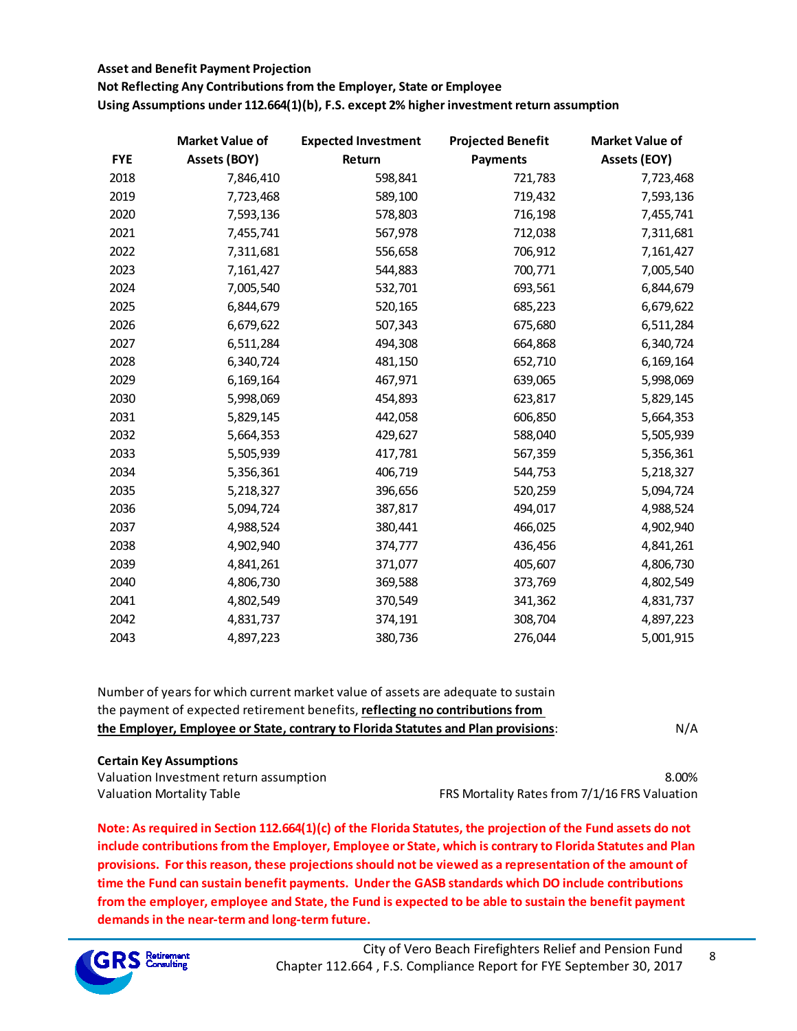**Asset and Benefit Payment Projection**

**Not Reflecting Any Contributions from the Employer, State or Employee**

**Using Assumptions under 112.664(1)(b), F.S. except 2% higher investment return assumption**

| FYE | Market Value of Assets (BOY) | Expected Investment Return | Projected Benefit Payments | Market Value of Assets (EOY) |
|---|---|---|---|---|
| 2018 | 7,846,410 | 598,841 | 721,783 | 7,723,468 |
| 2019 | 7,723,468 | 589,100 | 719,432 | 7,593,136 |
| 2020 | 7,593,136 | 578,803 | 716,198 | 7,455,741 |
| 2021 | 7,455,741 | 567,978 | 712,038 | 7,311,681 |
| 2022 | 7,311,681 | 556,658 | 706,912 | 7,161,427 |
| 2023 | 7,161,427 | 544,883 | 700,771 | 7,005,540 |
| 2024 | 7,005,540 | 532,701 | 693,561 | 6,844,679 |
| 2025 | 6,844,679 | 520,165 | 685,223 | 6,679,622 |
| 2026 | 6,679,622 | 507,343 | 675,680 | 6,511,284 |
| 2027 | 6,511,284 | 494,308 | 664,868 | 6,340,724 |
| 2028 | 6,340,724 | 481,150 | 652,710 | 6,169,164 |
| 2029 | 6,169,164 | 467,971 | 639,065 | 5,998,069 |
| 2030 | 5,998,069 | 454,893 | 623,817 | 5,829,145 |
| 2031 | 5,829,145 | 442,058 | 606,850 | 5,664,353 |
| 2032 | 5,664,353 | 429,627 | 588,040 | 5,505,939 |
| 2033 | 5,505,939 | 417,781 | 567,359 | 5,356,361 |
| 2034 | 5,356,361 | 406,719 | 544,753 | 5,218,327 |
| 2035 | 5,218,327 | 396,656 | 520,259 | 5,094,724 |
| 2036 | 5,094,724 | 387,817 | 494,017 | 4,988,524 |
| 2037 | 4,988,524 | 380,441 | 466,025 | 4,902,940 |
| 2038 | 4,902,940 | 374,777 | 436,456 | 4,841,261 |
| 2039 | 4,841,261 | 371,077 | 405,607 | 4,806,730 |
| 2040 | 4,806,730 | 369,588 | 373,769 | 4,802,549 |
| 2041 | 4,802,549 | 370,549 | 341,362 | 4,831,737 |
| 2042 | 4,831,737 | 374,191 | 308,704 | 4,897,223 |
| 2043 | 4,897,223 | 380,736 | 276,044 | 5,001,915 |

Number of years for which current market value of assets are adequate to sustain the payment of expected retirement benefits, **reflecting no contributions from the Employer, Employee or State, contrary to Florida Statutes and Plan provisions**: N/A

**Certain Key Assumptions**

| | |
|---|---|
| Valuation Investment return assumption | 8.00% |
| Valuation Mortality Table | FRS Mortality Rates from 7/1/16 FRS Valuation |

**Note: As required in Section 112.664(1)(c) of the Florida Statutes, the projection of the Fund assets do not include contributions from the Employer, Employee or State, which is contrary to Florida Statutes and Plan provisions. For this reason, these projections should not be viewed as a representation of the amount of time the Fund can sustain benefit payments. Under the GASB standards which DO include contributions from the employer, employee and State, the Fund is expected to be able to sustain the benefit payment demands in the near-term and long-term future.**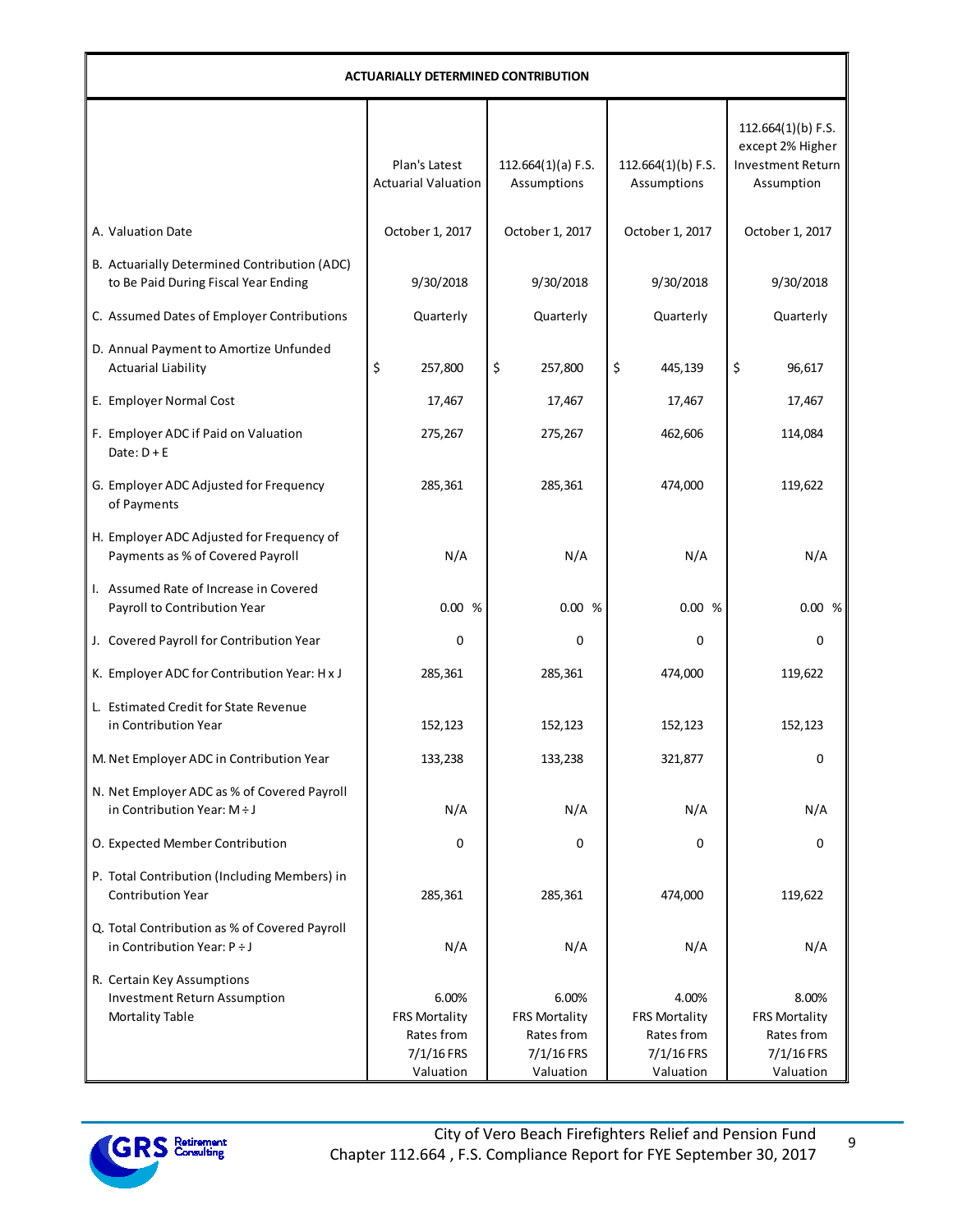## ACTUARIALLY DETERMINED CONTRIBUTION

| | Plan's Latest Actuarial Valuation | 112.664(1)(a) F.S. Assumptions | 112.664(1)(b) F.S. Assumptions | 112.664(1)(b) F.S. except 2% Higher Investment Return Assumption |
|---|---|---|---|---|
| A. Valuation Date | October 1, 2017 | October 1, 2017 | October 1, 2017 | October 1, 2017 |
| B. Actuarially Determined Contribution (ADC) to Be Paid During Fiscal Year Ending | 9/30/2018 | 9/30/2018 | 9/30/2018 | 9/30/2018 |
| C. Assumed Dates of Employer Contributions | Quarterly | Quarterly | Quarterly | Quarterly |
| D. Annual Payment to Amortize Unfunded Actuarial Liability | $ 257,800 | $ 257,800 | $ 445,139 | $ 96,617 |
| E. Employer Normal Cost | 17,467 | 17,467 | 17,467 | 17,467 |
| F. Employer ADC if Paid on Valuation Date: D + E | 275,267 | 275,267 | 462,606 | 114,084 |
| G. Employer ADC Adjusted for Frequency of Payments | 285,361 | 285,361 | 474,000 | 119,622 |
| H. Employer ADC Adjusted for Frequency of Payments as % of Covered Payroll | N/A | N/A | N/A | N/A |
| I. Assumed Rate of Increase in Covered Payroll to Contribution Year | 0.00 % | 0.00 % | 0.00 % | 0.00 % |
| J. Covered Payroll for Contribution Year | 0 | 0 | 0 | 0 |
| K. Employer ADC for Contribution Year: H x J | 285,361 | 285,361 | 474,000 | 119,622 |
| L. Estimated Credit for State Revenue in Contribution Year | 152,123 | 152,123 | 152,123 | 152,123 |
| M. Net Employer ADC in Contribution Year | 133,238 | 133,238 | 321,877 | 0 |
| N. Net Employer ADC as % of Covered Payroll in Contribution Year: M ÷ J | N/A | N/A | N/A | N/A |
| O. Expected Member Contribution | 0 | 0 | 0 | 0 |
| P. Total Contribution (Including Members) in Contribution Year | 285,361 | 285,361 | 474,000 | 119,622 |
| Q. Total Contribution as % of Covered Payroll in Contribution Year: P ÷ J | N/A | N/A | N/A | N/A |
| R. Certain Key Assumptions | | | | |
| Investment Return Assumption | 6.00% | 6.00% | 4.00% | 8.00% |
| Mortality Table | FRS Mortality Rates from 7/1/16 FRS Valuation | FRS Mortality Rates from 7/1/16 FRS Valuation | FRS Mortality Rates from 7/1/16 FRS Valuation | FRS Mortality Rates from 7/1/16 FRS Valuation |